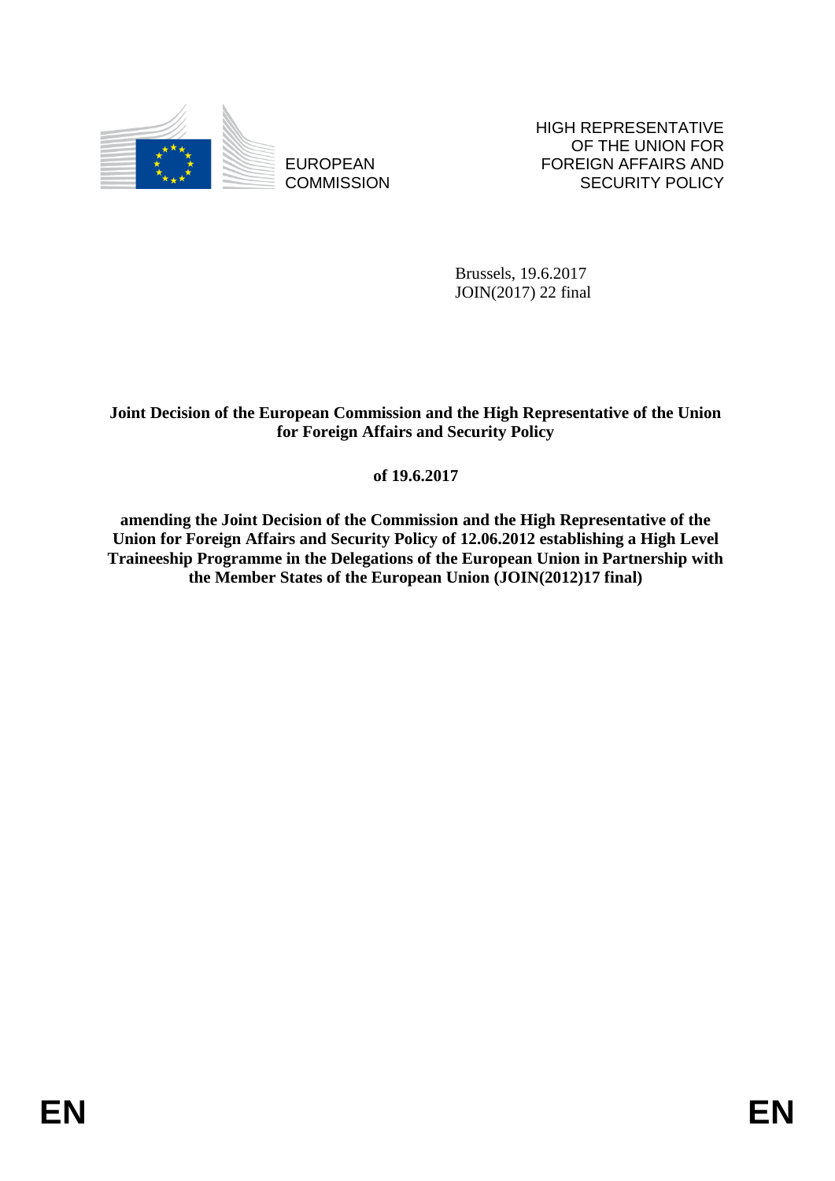EUROPEAN COMMISSION

HIGH REPRESENTATIVE OF THE UNION FOR FOREIGN AFFAIRS AND SECURITY POLICY

Brussels, 19.6.2017
JOIN(2017) 22 final

**Joint Decision of the European Commission and the High Representative of the Union for Foreign Affairs and Security Policy**

**of 19.6.2017**

**amending the Joint Decision of the Commission and the High Representative of the Union for Foreign Affairs and Security Policy of 12.06.2012 establishing a High Level Traineeship Programme in the Delegations of the European Union in Partnership with the Member States of the European Union (JOIN(2012)17 final)**

EN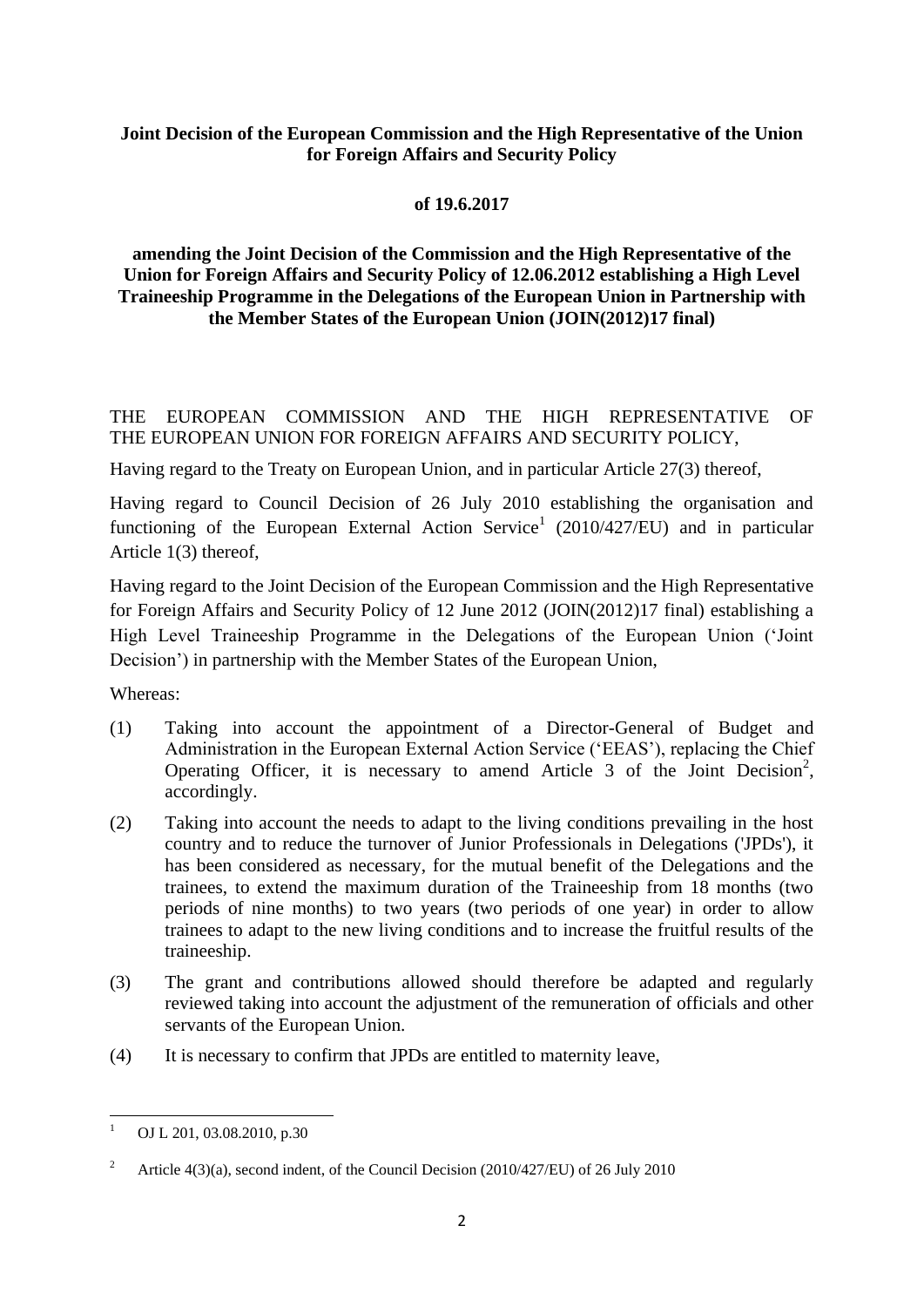**Joint Decision of the European Commission and the High Representative of the Union for Foreign Affairs and Security Policy**

**of 19.6.2017**

**amending the Joint Decision of the Commission and the High Representative of the Union for Foreign Affairs and Security Policy of 12.06.2012 establishing a High Level Traineeship Programme in the Delegations of the European Union in Partnership with the Member States of the European Union (JOIN(2012)17 final)**

THE EUROPEAN COMMISSION AND THE HIGH REPRESENTATIVE OF THE EUROPEAN UNION FOR FOREIGN AFFAIRS AND SECURITY POLICY,

Having regard to the Treaty on European Union, and in particular Article 27(3) thereof,

Having regard to Council Decision of 26 July 2010 establishing the organisation and functioning of the European External Action Service[1] (2010/427/EU) and in particular Article 1(3) thereof,

Having regard to the Joint Decision of the European Commission and the High Representative for Foreign Affairs and Security Policy of 12 June 2012 (JOIN(2012)17 final) establishing a High Level Traineeship Programme in the Delegations of the European Union ('Joint Decision') in partnership with the Member States of the European Union,

Whereas:

(1) Taking into account the appointment of a Director-General of Budget and Administration in the European External Action Service ('EEAS'), replacing the Chief Operating Officer, it is necessary to amend Article 3 of the Joint Decision[2], accordingly.

(2) Taking into account the needs to adapt to the living conditions prevailing in the host country and to reduce the turnover of Junior Professionals in Delegations ('JPDs'), it has been considered as necessary, for the mutual benefit of the Delegations and the trainees, to extend the maximum duration of the Traineeship from 18 months (two periods of nine months) to two years (two periods of one year) in order to allow trainees to adapt to the new living conditions and to increase the fruitful results of the traineeship.

(3) The grant and contributions allowed should therefore be adapted and regularly reviewed taking into account the adjustment of the remuneration of officials and other servants of the European Union.

(4) It is necessary to confirm that JPDs are entitled to maternity leave,

---

[1] OJ L 201, 03.08.2010, p.30

[2] Article 4(3)(a), second indent, of the Council Decision (2010/427/EU) of 26 July 2010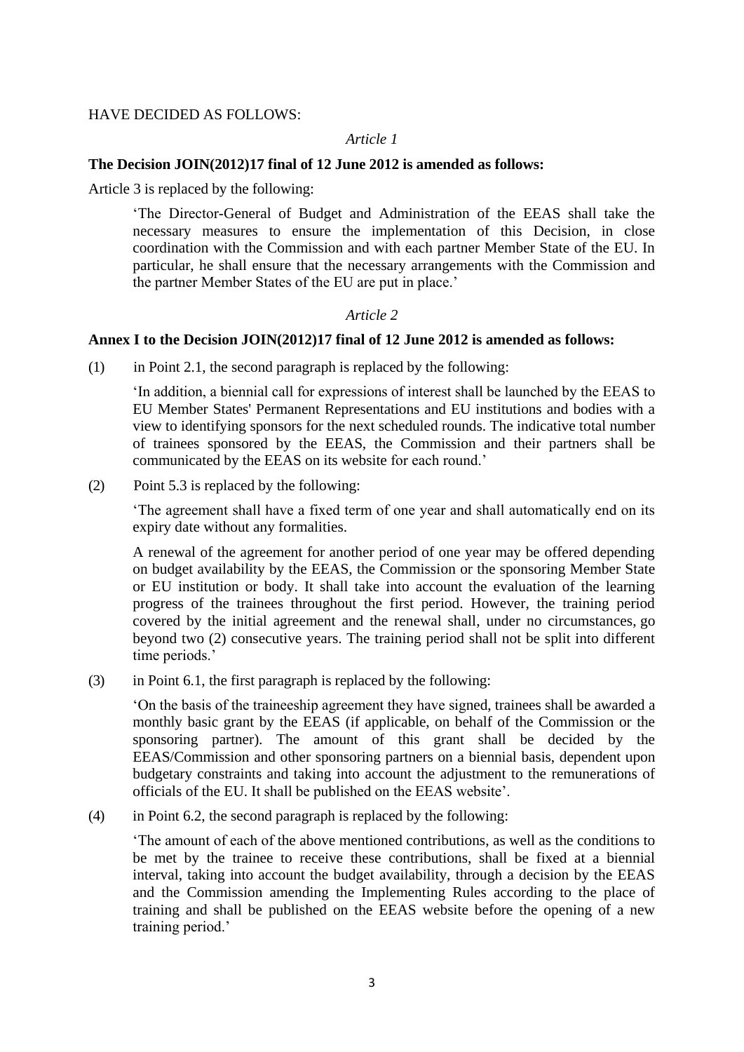HAVE DECIDED AS FOLLOWS:

*Article 1*

**The Decision JOIN(2012)17 final of 12 June 2012 is amended as follows:**

Article 3 is replaced by the following:

> 'The Director-General of Budget and Administration of the EEAS shall take the necessary measures to ensure the implementation of this Decision, in close coordination with the Commission and with each partner Member State of the EU. In particular, he shall ensure that the necessary arrangements with the Commission and the partner Member States of the EU are put in place.'

*Article 2*

**Annex I to the Decision JOIN(2012)17 final of 12 June 2012 is amended as follows:**

(1) in Point 2.1, the second paragraph is replaced by the following:

> 'In addition, a biennial call for expressions of interest shall be launched by the EEAS to EU Member States' Permanent Representations and EU institutions and bodies with a view to identifying sponsors for the next scheduled rounds. The indicative total number of trainees sponsored by the EEAS, the Commission and their partners shall be communicated by the EEAS on its website for each round.'

(2) Point 5.3 is replaced by the following:

> 'The agreement shall have a fixed term of one year and shall automatically end on its expiry date without any formalities.
>
> A renewal of the agreement for another period of one year may be offered depending on budget availability by the EEAS, the Commission or the sponsoring Member State or EU institution or body. It shall take into account the evaluation of the learning progress of the trainees throughout the first period. However, the training period covered by the initial agreement and the renewal shall, under no circumstances, go beyond two (2) consecutive years. The training period shall not be split into different time periods.'

(3) in Point 6.1, the first paragraph is replaced by the following:

> 'On the basis of the traineeship agreement they have signed, trainees shall be awarded a monthly basic grant by the EEAS (if applicable, on behalf of the Commission or the sponsoring partner). The amount of this grant shall be decided by the EEAS/Commission and other sponsoring partners on a biennial basis, dependent upon budgetary constraints and taking into account the adjustment to the remunerations of officials of the EU. It shall be published on the EEAS website'.

(4) in Point 6.2, the second paragraph is replaced by the following:

> 'The amount of each of the above mentioned contributions, as well as the conditions to be met by the trainee to receive these contributions, shall be fixed at a biennial interval, taking into account the budget availability, through a decision by the EEAS and the Commission amending the Implementing Rules according to the place of training and shall be published on the EEAS website before the opening of a new training period.'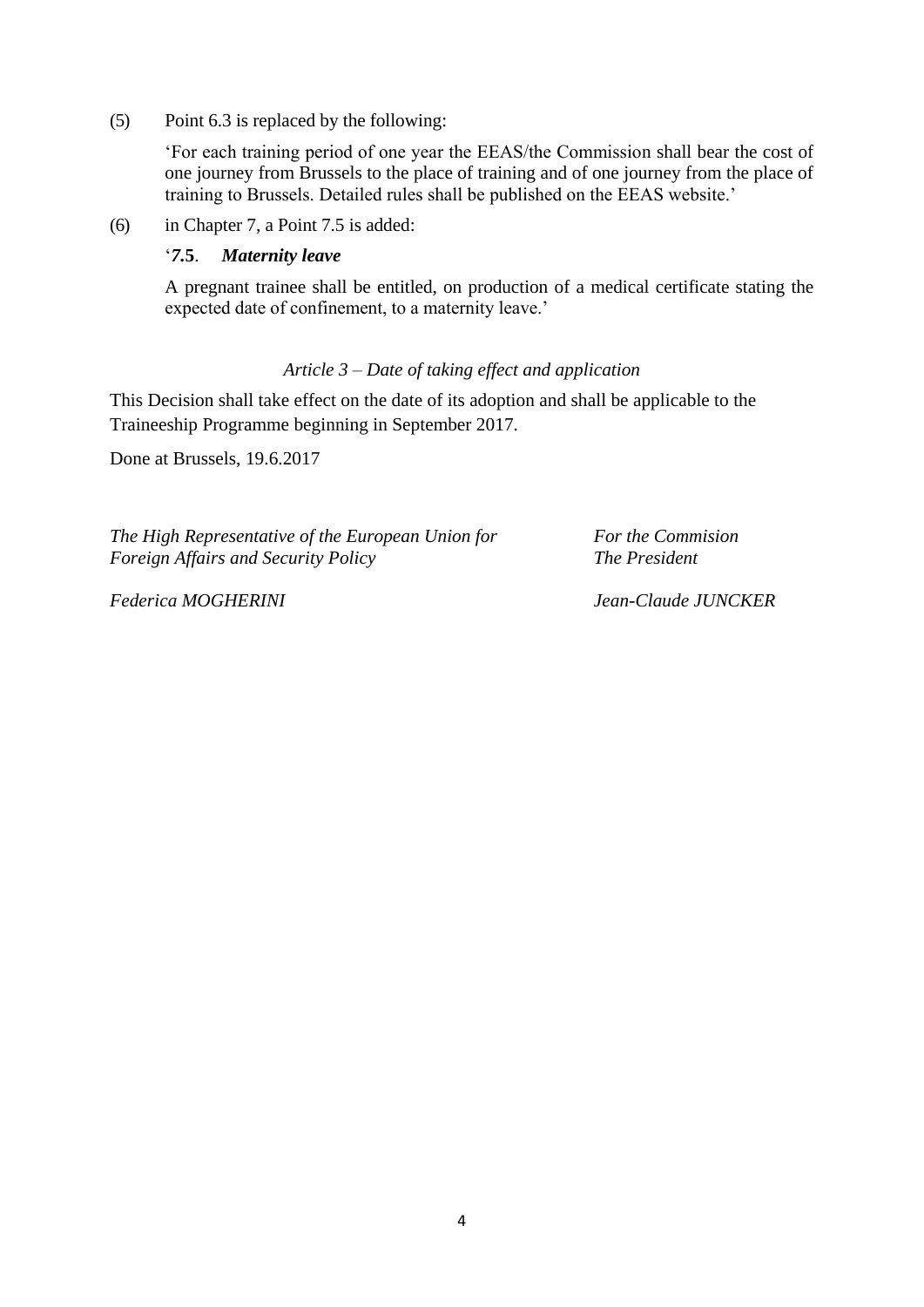(5) Point 6.3 is replaced by the following:

‘For each training period of one year the EEAS/the Commission shall bear the cost of one journey from Brussels to the place of training and of one journey from the place of training to Brussels. Detailed rules shall be published on the EEAS website.’

(6) in Chapter 7, a Point 7.5 is added:

‘***7.5***. ***Maternity leave***

A pregnant trainee shall be entitled, on production of a medical certificate stating the expected date of confinement, to a maternity leave.’

*Article 3 – Date of taking effect and application*

This Decision shall take effect on the date of its adoption and shall be applicable to the Traineeship Programme beginning in September 2017.

Done at Brussels, 19.6.2017

*The High Representative of the European Union for Foreign Affairs and Security Policy*

*Federica MOGHERINI*

*For the Commision*
*The President*

*Jean-Claude JUNCKER*